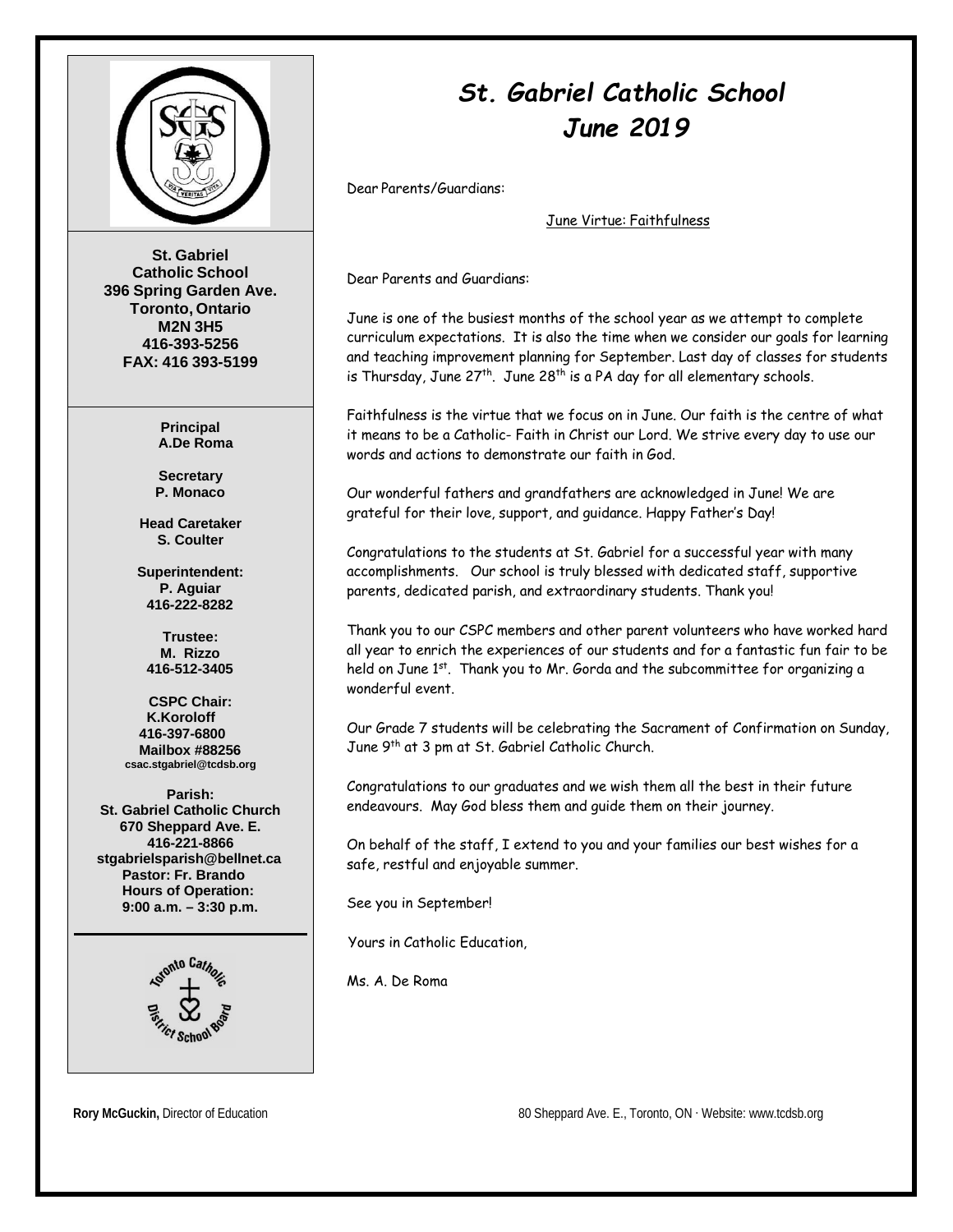# *St. Gabriel Catholic School*
# *June 2019*

**St. Gabriel Catholic School**
**396 Spring Garden Ave.**
**Toronto, Ontario**
**M2N 3H5**
**416-393-5256**
**FAX: 416 393-5199**

**Principal**
**A.De Roma**

**Secretary**
**P. Monaco**

**Head Caretaker**
**S. Coulter**

**Superintendent:**
**P. Aguiar**
**416-222-8282**

**Trustee:**
**M. Rizzo**
**416-512-3405**

**CSPC Chair:**
**K.Koroloff**
**416-397-6800**
**Mailbox #88256**
**csac.stgabriel@tcdsb.org**

**Parish:**
**St. Gabriel Catholic Church**
**670 Sheppard Ave. E.**
**416-221-8866**
**stgabrielsparish@bellnet.ca**
**Pastor: Fr. Brando**
**Hours of Operation:**
**9:00 a.m. – 3:30 p.m.**

Dear Parents/Guardians:

June Virtue: Faithfulness

Dear Parents and Guardians:

June is one of the busiest months of the school year as we attempt to complete curriculum expectations. It is also the time when we consider our goals for learning and teaching improvement planning for September. Last day of classes for students is Thursday, June 27th. June 28th is a PA day for all elementary schools.

Faithfulness is the virtue that we focus on in June. Our faith is the centre of what it means to be a Catholic- Faith in Christ our Lord. We strive every day to use our words and actions to demonstrate our faith in God.

Our wonderful fathers and grandfathers are acknowledged in June! We are grateful for their love, support, and guidance. Happy Father's Day!

Congratulations to the students at St. Gabriel for a successful year with many accomplishments. Our school is truly blessed with dedicated staff, supportive parents, dedicated parish, and extraordinary students. Thank you!

Thank you to our CSPC members and other parent volunteers who have worked hard all year to enrich the experiences of our students and for a fantastic fun fair to be held on June 1st. Thank you to Mr. Gorda and the subcommittee for organizing a wonderful event.

Our Grade 7 students will be celebrating the Sacrament of Confirmation on Sunday, June 9th at 3 pm at St. Gabriel Catholic Church.

Congratulations to our graduates and we wish them all the best in their future endeavours. May God bless them and guide them on their journey.

On behalf of the staff, I extend to you and your families our best wishes for a safe, restful and enjoyable summer.

See you in September!

Yours in Catholic Education,

Ms. A. De Roma

**Rory McGuckin,** Director of Education

80 Sheppard Ave. E., Toronto, ON · Website: www.tcdsb.org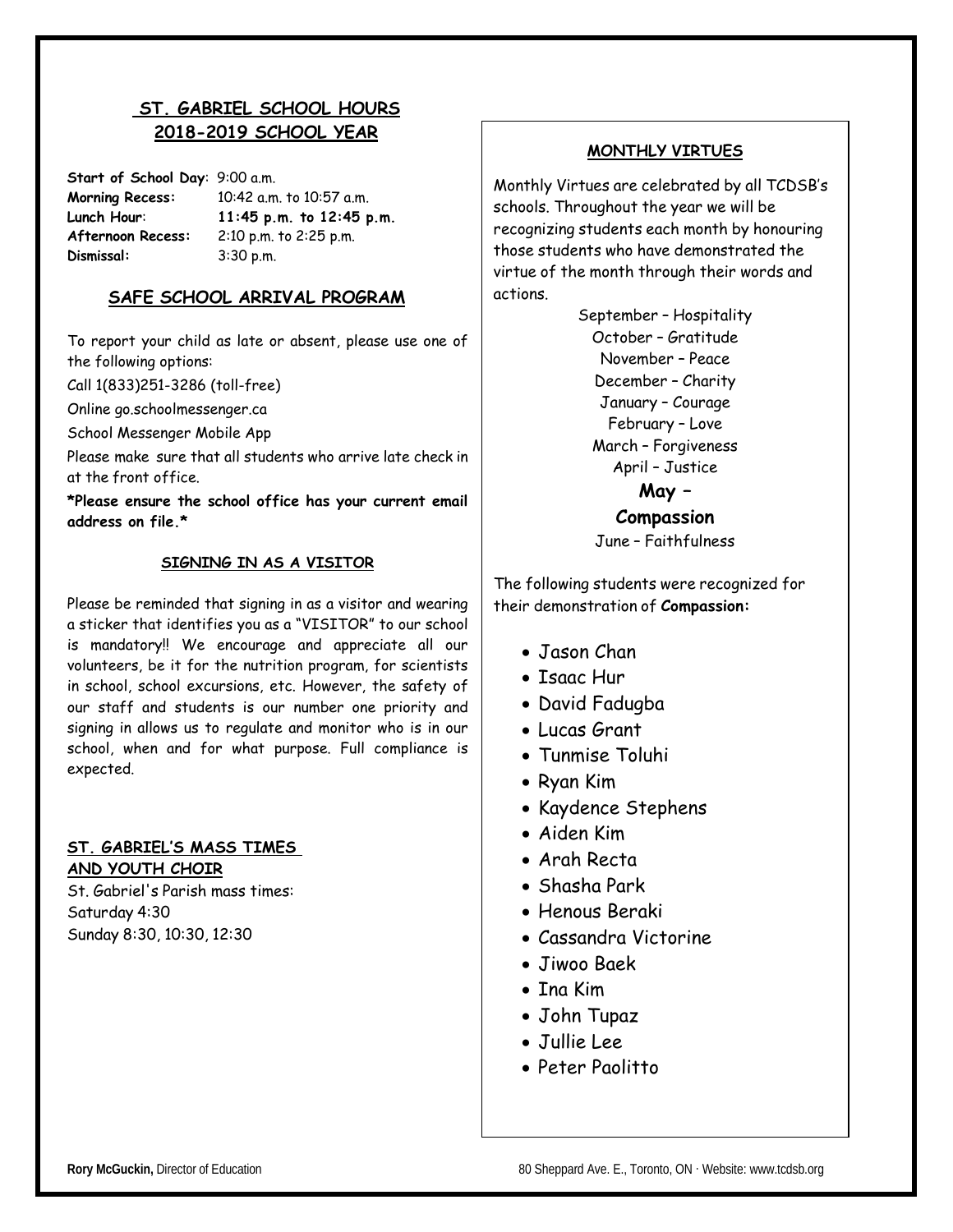## ST. GABRIEL SCHOOL HOURS 2018-2019 SCHOOL YEAR

**Start of School Day**: 9:00 a.m.
**Morning Recess:** 10:42 a.m. to 10:57 a.m.
**Lunch Hour**: **11:45 p.m. to 12:45 p.m.**
**Afternoon Recess:** 2:10 p.m. to 2:25 p.m.
**Dismissal:** 3:30 p.m.

## SAFE SCHOOL ARRIVAL PROGRAM

To report your child as late or absent, please use one of the following options:

Call 1(833)251-3286 (toll-free)

Online go.schoolmessenger.ca

School Messenger Mobile App

Please make sure that all students who arrive late check in at the front office.

**\*Please ensure the school office has your current email address on file.\***

### SIGNING IN AS A VISITOR

Please be reminded that signing in as a visitor and wearing a sticker that identifies you as a "VISITOR" to our school is mandatory!! We encourage and appreciate all our volunteers, be it for the nutrition program, for scientists in school, school excursions, etc. However, the safety of our staff and students is our number one priority and signing in allows us to regulate and monitor who is in our school, when and for what purpose. Full compliance is expected.

### ST. GABRIEL'S MASS TIMES AND YOUTH CHOIR

St. Gabriel's Parish mass times:
Saturday 4:30
Sunday 8:30, 10:30, 12:30

### MONTHLY VIRTUES

Monthly Virtues are celebrated by all TCDSB's schools. Throughout the year we will be recognizing students each month by honouring those students who have demonstrated the virtue of the month through their words and actions.

September – Hospitality
October – Gratitude
November – Peace
December – Charity
January – Courage
February – Love
March – Forgiveness
April – Justice
**May – Compassion**
June – Faithfulness

The following students were recognized for their demonstration of **Compassion:**

- Jason Chan
- Isaac Hur
- David Fadugba
- Lucas Grant
- Tunmise Toluhi
- Ryan Kim
- Kaydence Stephens
- Aiden Kim
- Arah Recta
- Shasha Park
- Henous Beraki
- Cassandra Victorine
- Jiwoo Baek
- Ina Kim
- John Tupaz
- Jullie Lee
- Peter Paolitto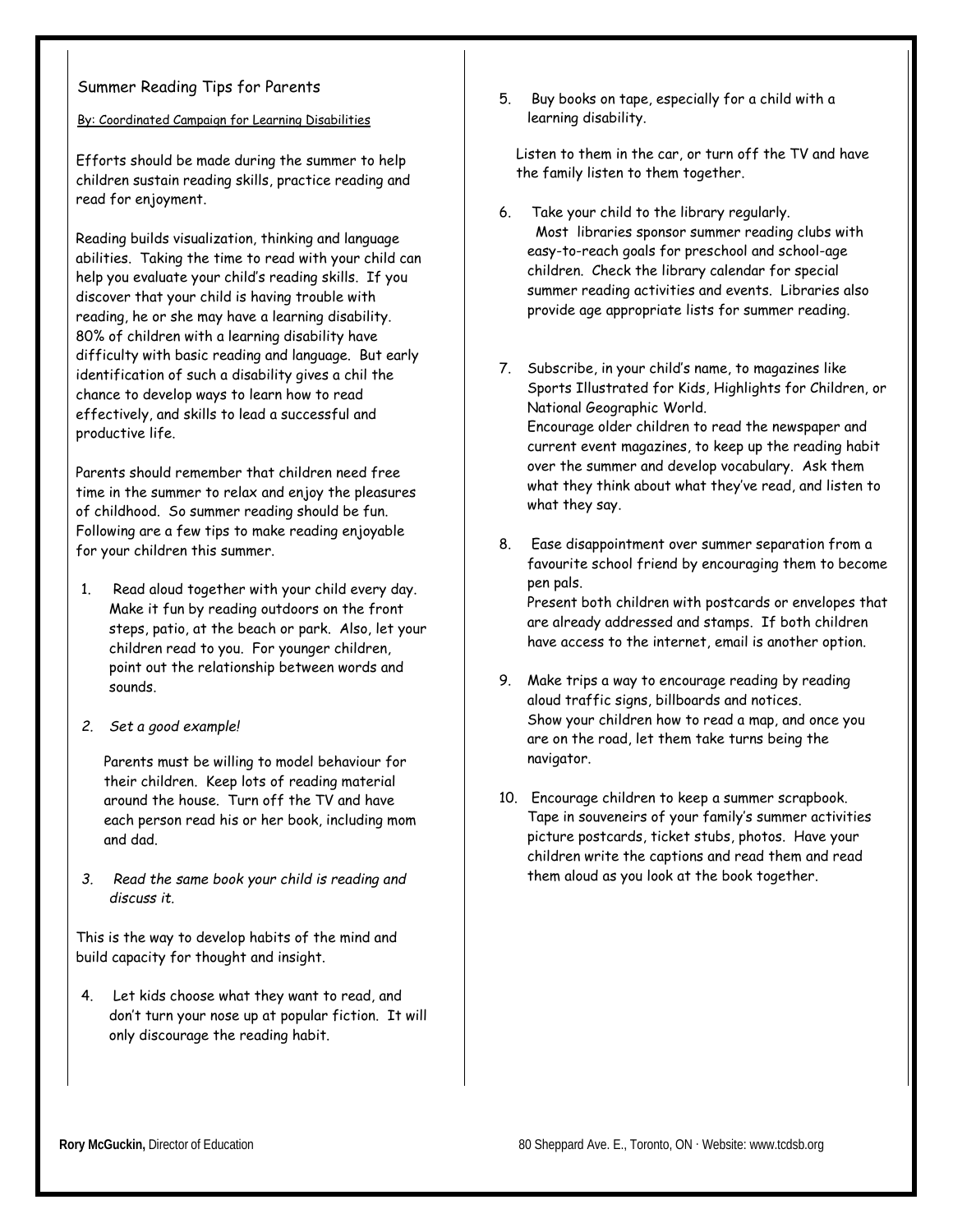# Summer Reading Tips for Parents

By: Coordinated Campaign for Learning Disabilities

Efforts should be made during the summer to help children sustain reading skills, practice reading and read for enjoyment.

Reading builds visualization, thinking and language abilities. Taking the time to read with your child can help you evaluate your child's reading skills. If you discover that your child is having trouble with reading, he or she may have a learning disability. 80% of children with a learning disability have difficulty with basic reading and language. But early identification of such a disability gives a chil the chance to develop ways to learn how to read effectively, and skills to lead a successful and productive life.

Parents should remember that children need free time in the summer to relax and enjoy the pleasures of childhood. So summer reading should be fun. Following are a few tips to make reading enjoyable for your children this summer.

1. Read aloud together with your child every day. Make it fun by reading outdoors on the front steps, patio, at the beach or park. Also, let your children read to you. For younger children, point out the relationship between words and sounds.

2. *Set a good example!*

   Parents must be willing to model behaviour for their children. Keep lots of reading material around the house. Turn off the TV and have each person read his or her book, including mom and dad.

3. *Read the same book your child is reading and discuss it.*

This is the way to develop habits of the mind and build capacity for thought and insight.

4. Let kids choose what they want to read, and don't turn your nose up at popular fiction. It will only discourage the reading habit.

5. Buy books on tape, especially for a child with a learning disability.

   Listen to them in the car, or turn off the TV and have the family listen to them together.

6. Take your child to the library regularly.
   Most libraries sponsor summer reading clubs with easy-to-reach goals for preschool and school-age children. Check the library calendar for special summer reading activities and events. Libraries also provide age appropriate lists for summer reading.

7. Subscribe, in your child's name, to magazines like Sports Illustrated for Kids, Highlights for Children, or National Geographic World.
   Encourage older children to read the newspaper and current event magazines, to keep up the reading habit over the summer and develop vocabulary. Ask them what they think about what they've read, and listen to what they say.

8. Ease disappointment over summer separation from a favourite school friend by encouraging them to become pen pals.
   Present both children with postcards or envelopes that are already addressed and stamps. If both children have access to the internet, email is another option.

9. Make trips a way to encourage reading by reading aloud traffic signs, billboards and notices.
   Show your children how to read a map, and once you are on the road, let them take turns being the navigator.

10. Encourage children to keep a summer scrapbook. Tape in souveneirs of your family's summer activities picture postcards, ticket stubs, photos. Have your children write the captions and read them and read them aloud as you look at the book together.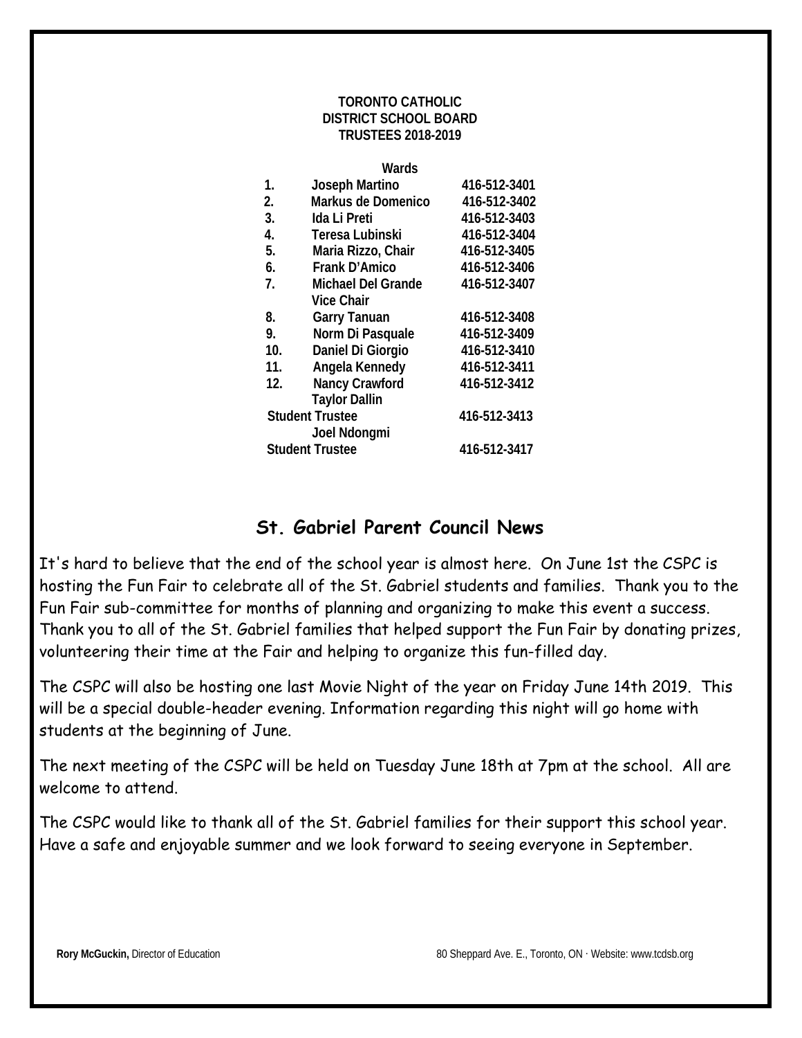**TORONTO CATHOLIC DISTRICT SCHOOL BOARD TRUSTEES 2018-2019**

| Wards | | |
|---|---|---|
| 1. | Joseph Martino | 416-512-3401 |
| 2. | Markus de Domenico | 416-512-3402 |
| 3. | Ida Li Preti | 416-512-3403 |
| 4. | Teresa Lubinski | 416-512-3404 |
| 5. | Maria Rizzo, Chair | 416-512-3405 |
| 6. | Frank D'Amico | 416-512-3406 |
| 7. | Michael Del Grande Vice Chair | 416-512-3407 |
| 8. | Garry Tanuan | 416-512-3408 |
| 9. | Norm Di Pasquale | 416-512-3409 |
| 10. | Daniel Di Giorgio | 416-512-3410 |
| 11. | Angela Kennedy | 416-512-3411 |
| 12. | Nancy Crawford | 416-512-3412 |
| Student Trustee | Taylor Dallin | 416-512-3413 |
| Student Trustee | Joel Ndongmi | 416-512-3417 |

## St. Gabriel Parent Council News

It's hard to believe that the end of the school year is almost here. On June 1st the CSPC is hosting the Fun Fair to celebrate all of the St. Gabriel students and families. Thank you to the Fun Fair sub-committee for months of planning and organizing to make this event a success. Thank you to all of the St. Gabriel families that helped support the Fun Fair by donating prizes, volunteering their time at the Fair and helping to organize this fun-filled day.

The CSPC will also be hosting one last Movie Night of the year on Friday June 14th 2019. This will be a special double-header evening. Information regarding this night will go home with students at the beginning of June.

The next meeting of the CSPC will be held on Tuesday June 18th at 7pm at the school. All are welcome to attend.

The CSPC would like to thank all of the St. Gabriel families for their support this school year. Have a safe and enjoyable summer and we look forward to seeing everyone in September.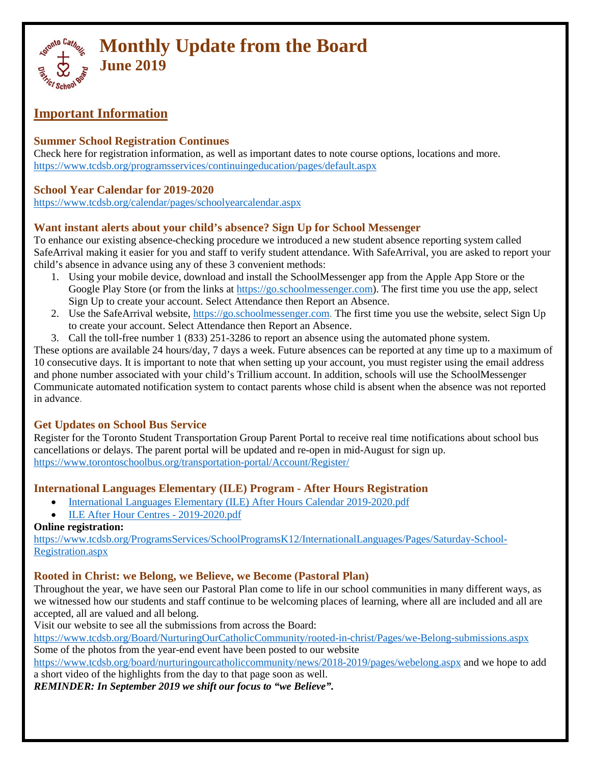# Monthly Update from the Board

## June 2019

## Important Information

### Summer School Registration Continues

Check here for registration information, as well as important dates to note course options, locations and more.
https://www.tcdsb.org/programsservices/continuingeducation/pages/default.aspx

### School Year Calendar for 2019-2020

https://www.tcdsb.org/calendar/pages/schoolyearcalendar.aspx

### Want instant alerts about your child's absence? Sign Up for School Messenger

To enhance our existing absence-checking procedure we introduced a new student absence reporting system called SafeArrival making it easier for you and staff to verify student attendance. With SafeArrival, you are asked to report your child's absence in advance using any of these 3 convenient methods:

1. Using your mobile device, download and install the SchoolMessenger app from the Apple App Store or the Google Play Store (or from the links at https://go.schoolmessenger.com). The first time you use the app, select Sign Up to create your account. Select Attendance then Report an Absence.
2. Use the SafeArrival website, https://go.schoolmessenger.com. The first time you use the website, select Sign Up to create your account. Select Attendance then Report an Absence.
3. Call the toll-free number 1 (833) 251-3286 to report an absence using the automated phone system.

These options are available 24 hours/day, 7 days a week. Future absences can be reported at any time up to a maximum of 10 consecutive days. It is important to note that when setting up your account, you must register using the email address and phone number associated with your child's Trillium account. In addition, schools will use the SchoolMessenger Communicate automated notification system to contact parents whose child is absent when the absence was not reported in advance.

### Get Updates on School Bus Service

Register for the Toronto Student Transportation Group Parent Portal to receive real time notifications about school bus cancellations or delays. The parent portal will be updated and re-open in mid-August for sign up.
https://www.torontoschoolbus.org/transportation-portal/Account/Register/

### International Languages Elementary (ILE) Program - After Hours Registration

- International Languages Elementary (ILE) After Hours Calendar 2019-2020.pdf
- ILE After Hour Centres - 2019-2020.pdf

**Online registration:**
https://www.tcdsb.org/ProgramsServices/SchoolProgramsK12/InternationalLanguages/Pages/Saturday-School-Registration.aspx

### Rooted in Christ: we Belong, we Believe, we Become (Pastoral Plan)

Throughout the year, we have seen our Pastoral Plan come to life in our school communities in many different ways, as we witnessed how our students and staff continue to be welcoming places of learning, where all are included and all are accepted, all are valued and all belong.
Visit our website to see all the submissions from across the Board:
https://www.tcdsb.org/Board/NurturingOurCatholicCommunity/rooted-in-christ/Pages/we-Belong-submissions.aspx
Some of the photos from the year-end event have been posted to our website
https://www.tcdsb.org/board/nurturingourcatholiccommunity/news/2018-2019/pages/webelong.aspx and we hope to add a short video of the highlights from the day to that page soon as well.
***REMINDER: In September 2019 we shift our focus to "we Believe".***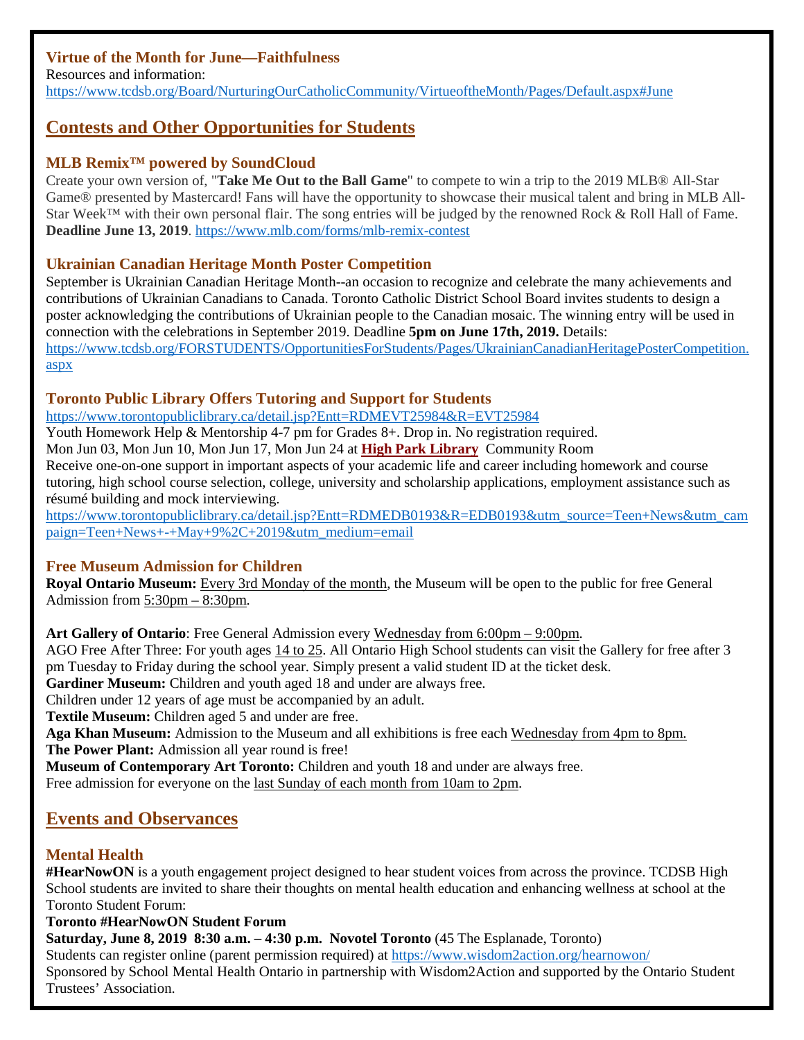### Virtue of the Month for June—Faithfulness

Resources and information:
https://www.tcdsb.org/Board/NurturingOurCatholicCommunity/VirtueoftheMonth/Pages/Default.aspx#June

## Contests and Other Opportunities for Students

### MLB Remix™ powered by SoundCloud

Create your own version of, "**Take Me Out to the Ball Game**" to compete to win a trip to the 2019 MLB® All-Star Game® presented by Mastercard! Fans will have the opportunity to showcase their musical talent and bring in MLB All-Star Week™ with their own personal flair. The song entries will be judged by the renowned Rock & Roll Hall of Fame. **Deadline June 13, 2019**. https://www.mlb.com/forms/mlb-remix-contest

### Ukrainian Canadian Heritage Month Poster Competition

September is Ukrainian Canadian Heritage Month--an occasion to recognize and celebrate the many achievements and contributions of Ukrainian Canadians to Canada. Toronto Catholic District School Board invites students to design a poster acknowledging the contributions of Ukrainian people to the Canadian mosaic. The winning entry will be used in connection with the celebrations in September 2019. Deadline **5pm on June 17th, 2019.** Details: https://www.tcdsb.org/FORSTUDENTS/OpportunitiesForStudents/Pages/UkrainianCanadianHeritagePosterCompetition.aspx

### Toronto Public Library Offers Tutoring and Support for Students

https://www.torontopubliclibrary.ca/detail.jsp?Entt=RDMEVT25984&R=EVT25984

Youth Homework Help & Mentorship 4-7 pm for Grades 8+. Drop in. No registration required.
Mon Jun 03, Mon Jun 10, Mon Jun 17, Mon Jun 24 at **High Park Library** Community Room
Receive one-on-one support in important aspects of your academic life and career including homework and course tutoring, high school course selection, college, university and scholarship applications, employment assistance such as résumé building and mock interviewing.
https://www.torontopubliclibrary.ca/detail.jsp?Entt=RDMEDB0193&R=EDB0193&utm_source=Teen+News&utm_campaign=Teen+News+-+May+9%2C+2019&utm_medium=email

### Free Museum Admission for Children

**Royal Ontario Museum:** Every 3rd Monday of the month, the Museum will be open to the public for free General Admission from 5:30pm – 8:30pm.

**Art Gallery of Ontario**: Free General Admission every Wednesday from 6:00pm – 9:00pm.
AGO Free After Three: For youth ages 14 to 25. All Ontario High School students can visit the Gallery for free after 3 pm Tuesday to Friday during the school year. Simply present a valid student ID at the ticket desk.
**Gardiner Museum:** Children and youth aged 18 and under are always free.
Children under 12 years of age must be accompanied by an adult.
**Textile Museum:** Children aged 5 and under are free.
**Aga Khan Museum:** Admission to the Museum and all exhibitions is free each Wednesday from 4pm to 8pm.
**The Power Plant:** Admission all year round is free!
**Museum of Contemporary Art Toronto:** Children and youth 18 and under are always free.
Free admission for everyone on the last Sunday of each month from 10am to 2pm.

## Events and Observances

### Mental Health

**#HearNowON** is a youth engagement project designed to hear student voices from across the province. TCDSB High School students are invited to share their thoughts on mental health education and enhancing wellness at school at the Toronto Student Forum:

**Toronto #HearNowON Student Forum**
**Saturday, June 8, 2019 8:30 a.m. – 4:30 p.m. Novotel Toronto** (45 The Esplanade, Toronto)
Students can register online (parent permission required) at https://www.wisdom2action.org/hearnowon/
Sponsored by School Mental Health Ontario in partnership with Wisdom2Action and supported by the Ontario Student Trustees' Association.